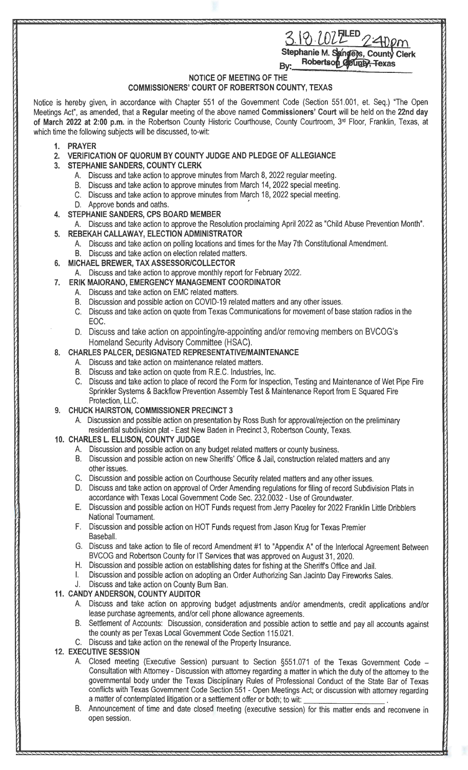3.18.2022 FILED 2:40pm
Stephanie M. Sanders, County Clerk
Robertson County, Texas
By:\_\_\_\_\_\_\_\_\_\_\_\_\_\_\_

## NOTICE OF MEETING OF THE COMMISSIONERS' COURT OF ROBERTSON COUNTY, TEXAS

Notice is hereby given, in accordance with Chapter 551 of the Government Code (Section 551.001, et. Seq.) "The Open Meetings Act", as amended, that a **Regular** meeting of the above named **Commissioners' Court** will be held on the **22nd day of March 2022 at 2:00 p.m.** in the Robertson County Historic Courthouse, County Courtroom, 3rd Floor, Franklin, Texas, at which time the following subjects will be discussed, to-wit:

1. **PRAYER**
2. **VERIFICATION OF QUORUM BY COUNTY JUDGE AND PLEDGE OF ALLEGIANCE**
3. **STEPHANIE SANDERS, COUNTY CLERK**
   - A. Discuss and take action to approve minutes from March 8, 2022 regular meeting.
   - B. Discuss and take action to approve minutes from March 14, 2022 special meeting.
   - C. Discuss and take action to approve minutes from March 18, 2022 special meeting.
   - D. Approve bonds and oaths.
4. **STEPHANIE SANDERS, CPS BOARD MEMBER**
   - A. Discuss and take action to approve the Resolution proclaiming April 2022 as "Child Abuse Prevention Month".
5. **REBEKAH CALLAWAY, ELECTION ADMINISTRATOR**
   - A. Discuss and take action on polling locations and times for the May 7th Constitutional Amendment.
   - B. Discuss and take action on election related matters.
6. **MICHAEL BREWER, TAX ASSESSOR/COLLECTOR**
   - A. Discuss and take action to approve monthly report for February 2022.
7. **ERIK MAIORANO, EMERGENCY MANAGEMENT COORDINATOR**
   - A. Discuss and take action on EMC related matters.
   - B. Discussion and possible action on COVID-19 related matters and any other issues.
   - C. Discuss and take action on quote from Texas Communications for movement of base station radios in the EOC.
   - D. Discuss and take action on appointing/re-appointing and/or removing members on BVCOG's Homeland Security Advisory Committee (HSAC).
8. **CHARLES PALCER, DESIGNATED REPRESENTATIVE/MAINTENANCE**
   - A. Discuss and take action on maintenance related matters.
   - B. Discuss and take action on quote from R.E.C. Industries, Inc.
   - C. Discuss and take action to place of record the Form for Inspection, Testing and Maintenance of Wet Pipe Fire Sprinkler Systems & Backflow Prevention Assembly Test & Maintenance Report from E Squared Fire Protection, LLC.
9. **CHUCK HAIRSTON, COMMISSIONER PRECINCT 3**
   - A. Discussion and possible action on presentation by Ross Bush for approval/rejection on the preliminary residential subdivision plat - East New Baden in Precinct 3, Robertson County, Texas.
10. **CHARLES L. ELLISON, COUNTY JUDGE**
    - A. Discussion and possible action on any budget related matters or county business.
    - B. Discussion and possible action on new Sheriffs' Office & Jail, construction related matters and any other issues.
    - C. Discussion and possible action on Courthouse Security related matters and any other issues.
    - D. Discuss and take action on approval of Order Amending regulations for filing of record Subdivision Plats in accordance with Texas Local Government Code Sec. 232.0032 - Use of Groundwater.
    - E. Discussion and possible action on HOT Funds request from Jerry Paceley for 2022 Franklin Little Dribblers National Tournament.
    - F. Discussion and possible action on HOT Funds request from Jason Krug for Texas Premier Baseball.
    - G. Discuss and take action to file of record Amendment #1 to "Appendix A" of the Interlocal Agreement Between BVCOG and Robertson County for IT Services that was approved on August 31, 2020.
    - H. Discussion and possible action on establishing dates for fishing at the Sheriff's Office and Jail.
    - I. Discussion and possible action on adopting an Order Authorizing San Jacinto Day Fireworks Sales.
    - J. Discuss and take action on County Burn Ban.
11. **CANDY ANDERSON, COUNTY AUDITOR**
    - A. Discuss and take action on approving budget adjustments and/or amendments, credit applications and/or lease purchase agreements, and/or cell phone allowance agreements.
    - B. Settlement of Accounts: Discussion, consideration and possible action to settle and pay all accounts against the county as per Texas Local Government Code Section 115.021.
    - C. Discuss and take action on the renewal of the Property Insurance.
12. **EXECUTIVE SESSION**
    - A. Closed meeting (Executive Session) pursuant to Section §551.071 of the Texas Government Code – Consultation with Attorney - Discussion with attorney regarding a matter in which the duty of the attorney to the governmental body under the Texas Disciplinary Rules of Professional Conduct of the State Bar of Texas conflicts with Texas Government Code Section 551 - Open Meetings Act; or discussion with attorney regarding a matter of contemplated litigation or a settlement offer or both; to wit: \_\_\_\_\_\_\_\_\_\_\_\_\_\_\_\_\_\_\_ .
    - B. Announcement of time and date closed meeting (executive session) for this matter ends and reconvene in open session.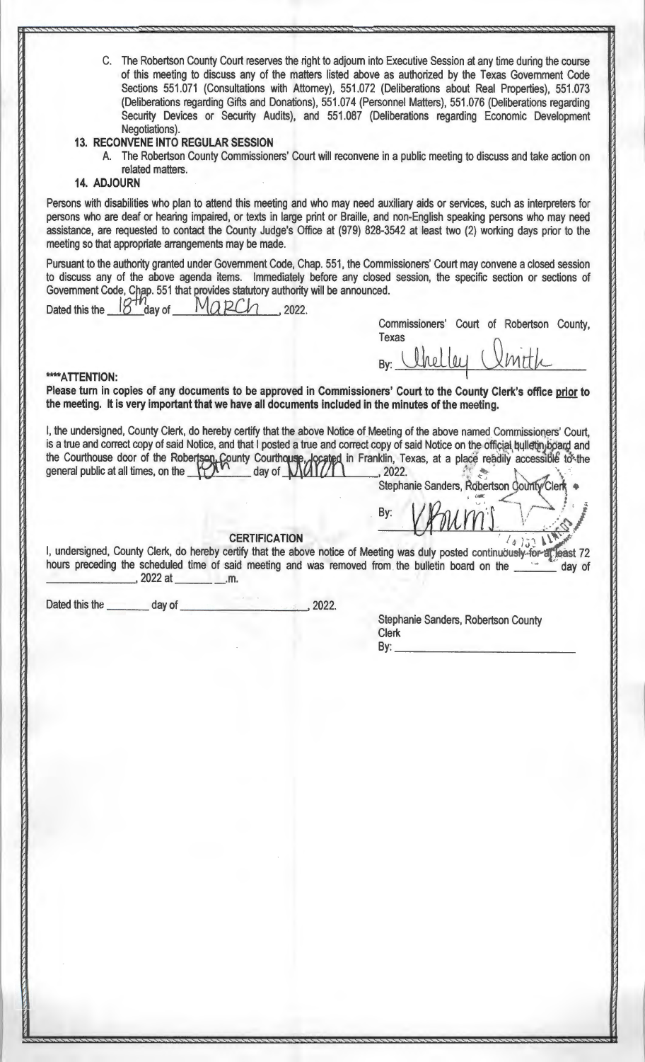C. The Robertson County Court reserves the right to adjourn into Executive Session at any time during the course of this meeting to discuss any of the matters listed above as authorized by the Texas Government Code Sections 551.071 (Consultations with Attorney), 551.072 (Deliberations about Real Properties), 551.073 (Deliberations regarding Gifts and Donations), 551.074 (Personnel Matters), 551.076 (Deliberations regarding Security Devices or Security Audits), and 551.087 (Deliberations regarding Economic Development Negotiations).

**13. RECONVENE INTO REGULAR SESSION**

A. The Robertson County Commissioners' Court will reconvene in a public meeting to discuss and take action on related matters.

**14. ADJOURN**

Persons with disabilities who plan to attend this meeting and who may need auxiliary aids or services, such as interpreters for persons who are deaf or hearing impaired, or texts in large print or Braille, and non-English speaking persons who may need assistance, are requested to contact the County Judge's Office at (979) 828-3542 at least two (2) working days prior to the meeting so that appropriate arrangements may be made.

Pursuant to the authority granted under Government Code, Chap. 551, the Commissioners' Court may convene a closed session to discuss any of the above agenda items. Immediately before any closed session, the specific section or sections of Government Code, Chap. 551 that provides statutory authority will be announced.

Dated this the 18th day of March, 2022.

Commissioners' Court of Robertson County, Texas

By: Shelley Smith

****ATTENTION:**

**Please turn in copies of any documents to be approved in Commissioners' Court to the County Clerk's office prior to the meeting. It is very important that we have all documents included in the minutes of the meeting.**

I, the undersigned, County Clerk, do hereby certify that the above Notice of Meeting of the above named Commissioners' Court, is a true and correct copy of said Notice, and that I posted a true and correct copy of said Notice on the official bulletin board and the Courthouse door of the Robertson County Courthouse, located in Franklin, Texas, at a place readily accessible to the general public at all times, on the 18th day of March, 2022.

Stephanie Sanders, Robertson County Clerk

By: VBrown

**CERTIFICATION**

I, undersigned, County Clerk, do hereby certify that the above notice of Meeting was duly posted continuously for at least 72 hours preceding the scheduled time of said meeting and was removed from the bulletin board on the \_\_\_\_\_ day of \_\_\_\_\_\_\_\_\_\_, 2022 at \_\_\_\_\_\_ \_.m.

Dated this the \_\_\_\_\_ day of \_\_\_\_\_\_\_\_\_\_\_\_\_\_, 2022.

Stephanie Sanders, Robertson County Clerk

By: \_\_\_\_\_\_\_\_\_\_\_\_\_\_\_\_\_\_